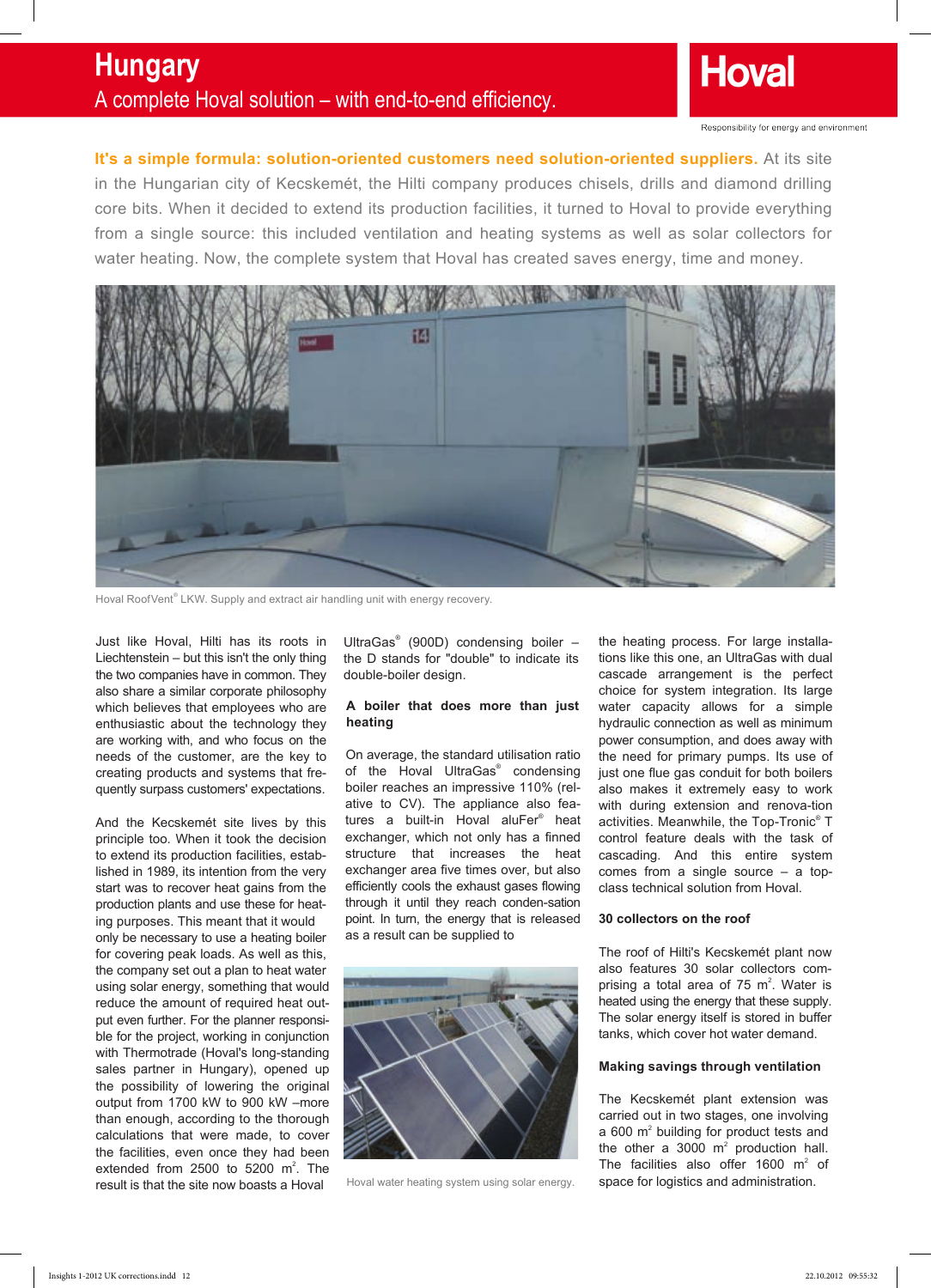# Hungary

## A complete Hoval solution – with end-to-end efficiency.

Hoval

Responsibility for energy and environment

**It's a simple formula: solution-oriented customers need solution-oriented suppliers.** At its site in the Hungarian city of Kecskemét, the Hilti company produces chisels, drills and diamond drilling core bits. When it decided to extend its production facilities, it turned to Hoval to provide everything from a single source: this included ventilation and heating systems as well as solar collectors for water heating. Now, the complete system that Hoval has created saves energy, time and money.

Hoval RoofVent® LKW. Supply and extract air handling unit with energy recovery.

Just like Hoval, Hilti has its roots in Liechtenstein – but this isn't the only thing the two companies have in common. They also share a similar corporate philosophy which believes that employees who are enthusiastic about the technology they are working with, and who focus on the needs of the customer, are the key to creating products and systems that frequently surpass customers' expectations.

And the Kecskemét site lives by this principle too. When it took the decision to extend its production facilities, established in 1989, its intention from the very start was to recover heat gains from the production plants and use these for heating purposes. This meant that it would only be necessary to use a heating boiler for covering peak loads. As well as this, the company set out a plan to heat water using solar energy, something that would reduce the amount of required heat output even further. For the planner responsible for the project, working in conjunction with Thermotrade (Hoval's long-standing sales partner in Hungary), opened up the possibility of lowering the original output from 1700 kW to 900 kW –more than enough, according to the thorough calculations that were made, to cover the facilities, even once they had been extended from 2500 to 5200 m². The result is that the site now boasts a Hoval UltraGas® (900D) condensing boiler – the D stands for "double" to indicate its double-boiler design.

### A boiler that does more than just heating

On average, the standard utilisation ratio of the Hoval UltraGas® condensing boiler reaches an impressive 110% (relative to CV). The appliance also features a built-in Hoval aluFer® heat exchanger, which not only has a finned structure that increases the heat exchanger area five times over, but also efficiently cools the exhaust gases flowing through it until they reach conden-sation point. In turn, the energy that is released as a result can be supplied to the heating process. For large installations like this one, an UltraGas with dual cascade arrangement is the perfect choice for system integration. Its large water capacity allows for a simple hydraulic connection as well as minimum power consumption, and does away with the need for primary pumps. Its use of just one flue gas conduit for both boilers also makes it extremely easy to work with during extension and renova-tion activities. Meanwhile, the Top-Tronic® T control feature deals with the task of cascading. And this entire system comes from a single source – a top-class technical solution from Hoval.

Hoval water heating system using solar energy.

### 30 collectors on the roof

The roof of Hilti's Kecskemét plant now also features 30 solar collectors comprising a total area of 75 m². Water is heated using the energy that these supply. The solar energy itself is stored in buffer tanks, which cover hot water demand.

### Making savings through ventilation

The Kecskemét plant extension was carried out in two stages, one involving a 600 m² building for product tests and the other a 3000 m² production hall. The facilities also offer 1600 m² of space for logistics and administration.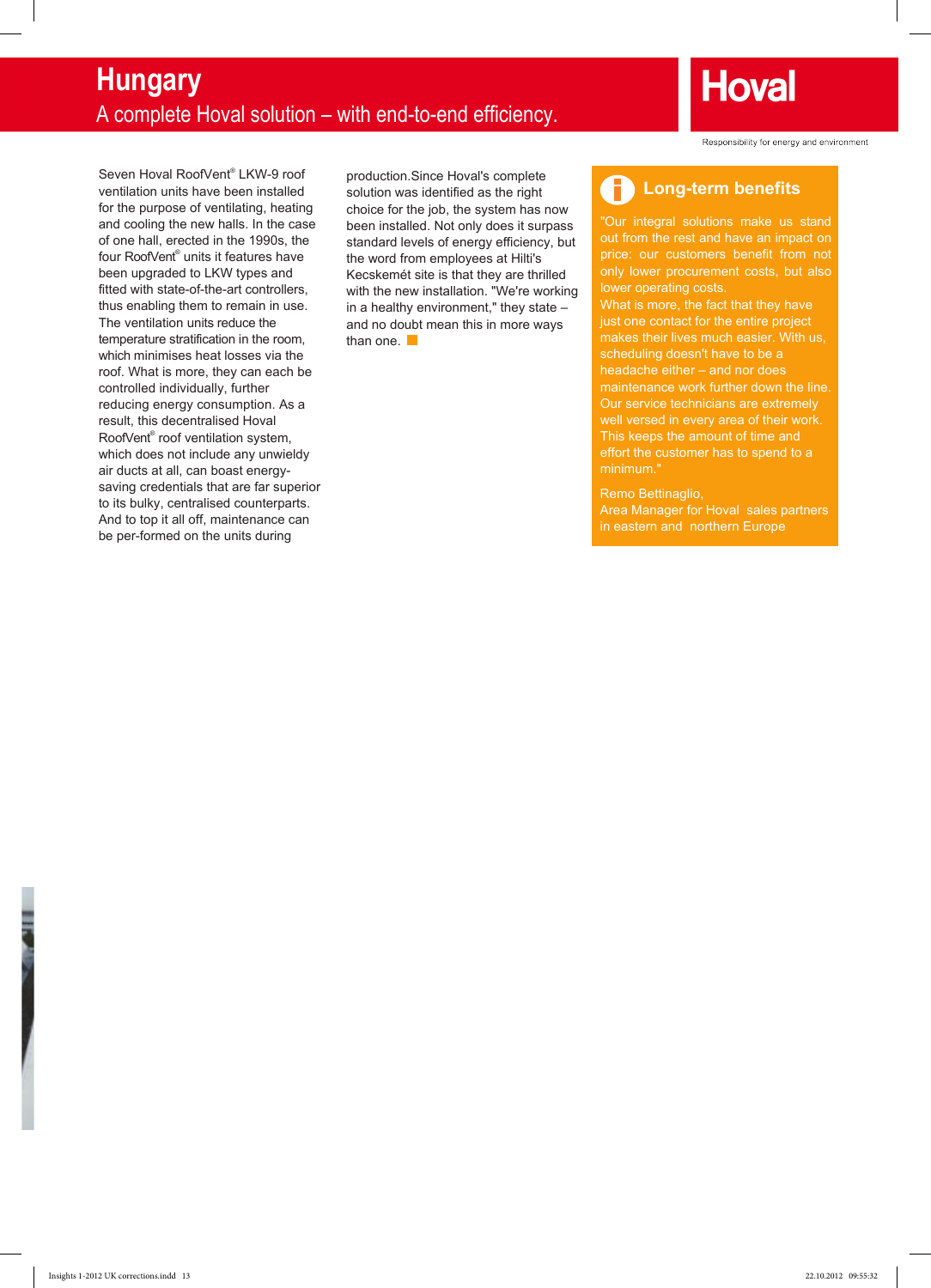# Hungary

## A complete Hoval solution – with end-to-end efficiency.

Hoval

Responsibility for energy and environment

Seven Hoval RoofVent® LKW-9 roof ventilation units have been installed for the purpose of ventilating, heating and cooling the new halls. In the case of one hall, erected in the 1990s, the four RoofVent® units it features have been upgraded to LKW types and fitted with state-of-the-art controllers, thus enabling them to remain in use. The ventilation units reduce the temperature stratification in the room, which minimises heat losses via the roof. What is more, they can each be controlled individually, further reducing energy consumption. As a result, this decentralised Hoval RoofVent® roof ventilation system, which does not include any unwieldy air ducts at all, can boast energy-saving credentials that are far superior to its bulky, centralised counterparts. And to top it all off, maintenance can be per-formed on the units during production.Since Hoval's complete solution was identified as the right choice for the job, the system has now been installed. Not only does it surpass standard levels of energy efficiency, but the word from employees at Hilti's Kecskemét site is that they are thrilled with the new installation. "We're working in a healthy environment," they state – and no doubt mean this in more ways than one.

### Long-term benefits

"Our integral solutions make us stand out from the rest and have an impact on price: our customers benefit from not only lower procurement costs, but also lower operating costs.
What is more, the fact that they have just one contact for the entire project makes their lives much easier. With us, scheduling doesn't have to be a headache either – and nor does maintenance work further down the line. Our service technicians are extremely well versed in every area of their work. This keeps the amount of time and effort the customer has to spend to a minimum."

Remo Bettinaglio,
Area Manager for Hoval sales partners in eastern and northern Europe